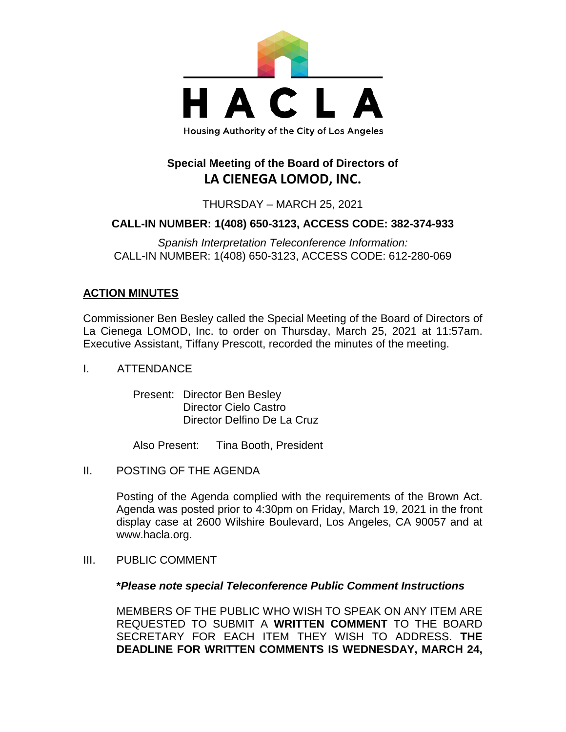HACLA

Housing Authority of the City of Los Angeles

**Special Meeting of the Board of Directors of**
**LA CIENEGA LOMOD, INC.**

THURSDAY – MARCH 25, 2021

**CALL-IN NUMBER: 1(408) 650-3123, ACCESS CODE: 382-374-933**

*Spanish Interpretation Teleconference Information:*
CALL-IN NUMBER: 1(408) 650-3123, ACCESS CODE: 612-280-069

**ACTION MINUTES**

Commissioner Ben Besley called the Special Meeting of the Board of Directors of La Cienega LOMOD, Inc. to order on Thursday, March 25, 2021 at 11:57am. Executive Assistant, Tiffany Prescott, recorded the minutes of the meeting.

I. ATTENDANCE

Present: Director Ben Besley
Director Cielo Castro
Director Delfino De La Cruz

Also Present: Tina Booth, President

II. POSTING OF THE AGENDA

Posting of the Agenda complied with the requirements of the Brown Act. Agenda was posted prior to 4:30pm on Friday, March 19, 2021 in the front display case at 2600 Wilshire Boulevard, Los Angeles, CA 90057 and at www.hacla.org.

III. PUBLIC COMMENT

***Please note special Teleconference Public Comment Instructions***

MEMBERS OF THE PUBLIC WHO WISH TO SPEAK ON ANY ITEM ARE REQUESTED TO SUBMIT A **WRITTEN COMMENT** TO THE BOARD SECRETARY FOR EACH ITEM THEY WISH TO ADDRESS. **THE DEADLINE FOR WRITTEN COMMENTS IS WEDNESDAY, MARCH 24,**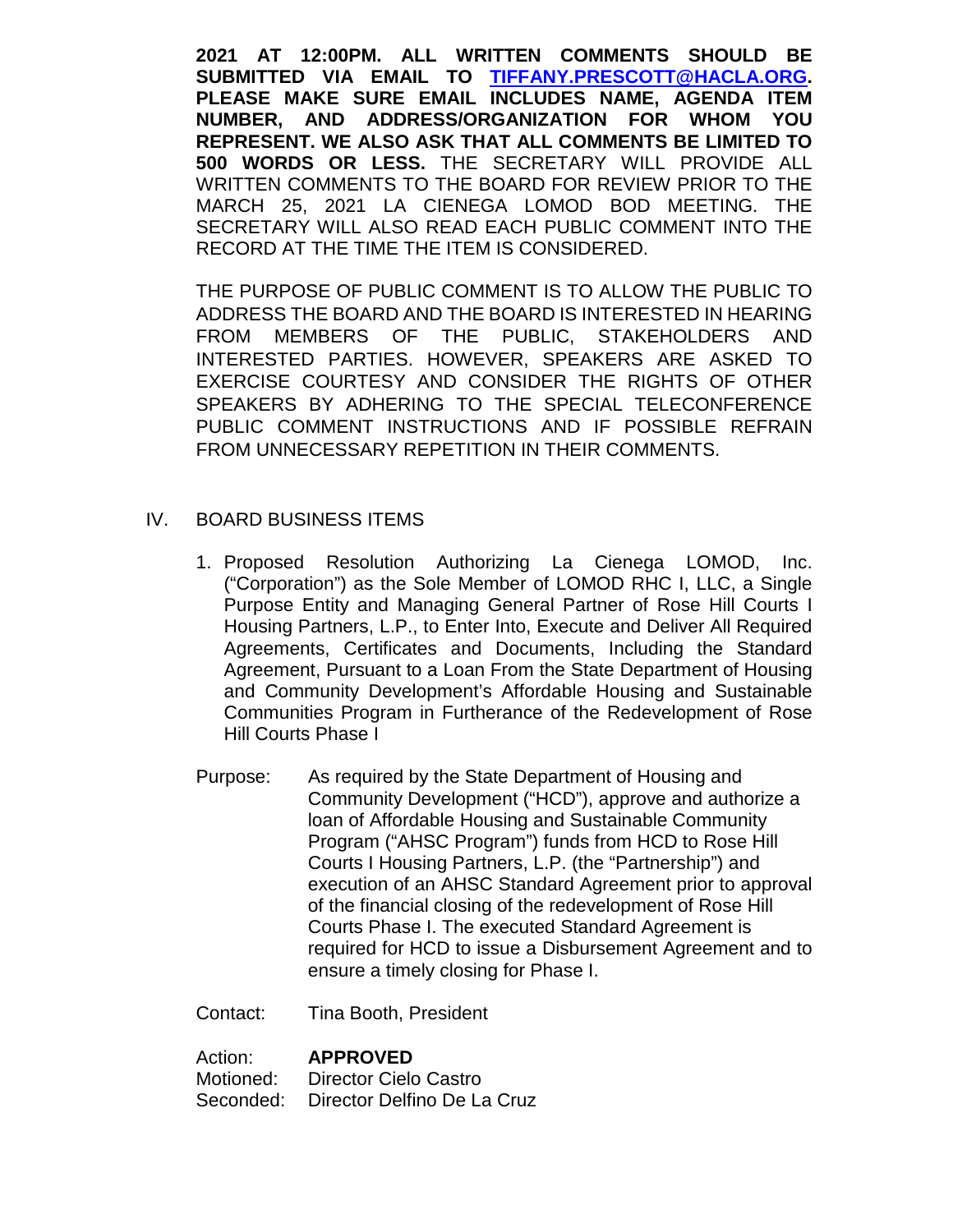**2021 AT 12:00PM. ALL WRITTEN COMMENTS SHOULD BE SUBMITTED VIA EMAIL TO [TIFFANY.PRESCOTT@HACLA.ORG](mailto:TIFFANY.PRESCOTT@HACLA.ORG). PLEASE MAKE SURE EMAIL INCLUDES NAME, AGENDA ITEM NUMBER, AND ADDRESS/ORGANIZATION FOR WHOM YOU REPRESENT. WE ALSO ASK THAT ALL COMMENTS BE LIMITED TO 500 WORDS OR LESS.** THE SECRETARY WILL PROVIDE ALL WRITTEN COMMENTS TO THE BOARD FOR REVIEW PRIOR TO THE MARCH 25, 2021 LA CIENEGA LOMOD BOD MEETING. THE SECRETARY WILL ALSO READ EACH PUBLIC COMMENT INTO THE RECORD AT THE TIME THE ITEM IS CONSIDERED.

THE PURPOSE OF PUBLIC COMMENT IS TO ALLOW THE PUBLIC TO ADDRESS THE BOARD AND THE BOARD IS INTERESTED IN HEARING FROM MEMBERS OF THE PUBLIC, STAKEHOLDERS AND INTERESTED PARTIES. HOWEVER, SPEAKERS ARE ASKED TO EXERCISE COURTESY AND CONSIDER THE RIGHTS OF OTHER SPEAKERS BY ADHERING TO THE SPECIAL TELECONFERENCE PUBLIC COMMENT INSTRUCTIONS AND IF POSSIBLE REFRAIN FROM UNNECESSARY REPETITION IN THEIR COMMENTS.

## IV. BOARD BUSINESS ITEMS

1. Proposed Resolution Authorizing La Cienega LOMOD, Inc. ("Corporation") as the Sole Member of LOMOD RHC I, LLC, a Single Purpose Entity and Managing General Partner of Rose Hill Courts I Housing Partners, L.P., to Enter Into, Execute and Deliver All Required Agreements, Certificates and Documents, Including the Standard Agreement, Pursuant to a Loan From the State Department of Housing and Community Development's Affordable Housing and Sustainable Communities Program in Furtherance of the Redevelopment of Rose Hill Courts Phase I

Purpose: As required by the State Department of Housing and Community Development ("HCD"), approve and authorize a loan of Affordable Housing and Sustainable Community Program ("AHSC Program") funds from HCD to Rose Hill Courts I Housing Partners, L.P. (the "Partnership") and execution of an AHSC Standard Agreement prior to approval of the financial closing of the redevelopment of Rose Hill Courts Phase I. The executed Standard Agreement is required for HCD to issue a Disbursement Agreement and to ensure a timely closing for Phase I.

Contact: Tina Booth, President

Action: **APPROVED**
Motioned: Director Cielo Castro
Seconded: Director Delfino De La Cruz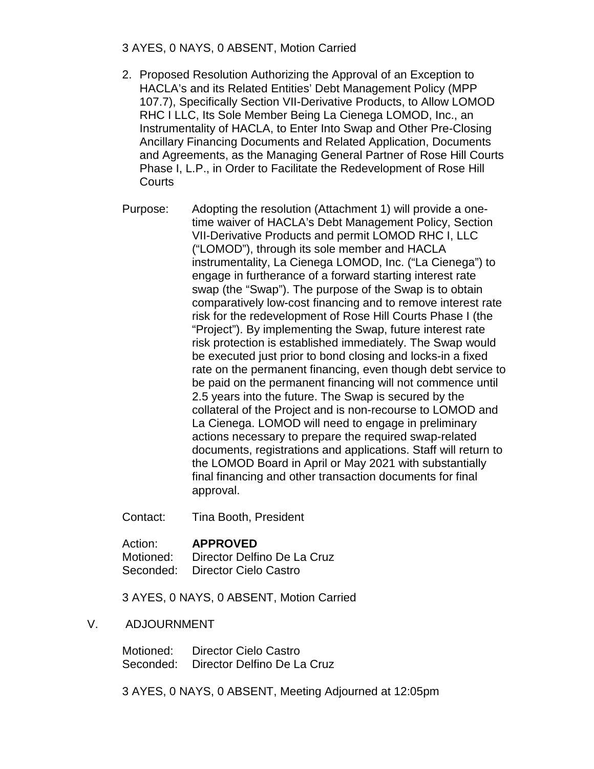3 AYES, 0 NAYS, 0 ABSENT, Motion Carried

2. Proposed Resolution Authorizing the Approval of an Exception to HACLA's and its Related Entities' Debt Management Policy (MPP 107.7), Specifically Section VII-Derivative Products, to Allow LOMOD RHC I LLC, Its Sole Member Being La Cienega LOMOD, Inc., an Instrumentality of HACLA, to Enter Into Swap and Other Pre-Closing Ancillary Financing Documents and Related Application, Documents and Agreements, as the Managing General Partner of Rose Hill Courts Phase I, L.P., in Order to Facilitate the Redevelopment of Rose Hill Courts

Purpose: Adopting the resolution (Attachment 1) will provide a one-time waiver of HACLA's Debt Management Policy, Section VII-Derivative Products and permit LOMOD RHC I, LLC ("LOMOD"), through its sole member and HACLA instrumentality, La Cienega LOMOD, Inc. ("La Cienega") to engage in furtherance of a forward starting interest rate swap (the "Swap"). The purpose of the Swap is to obtain comparatively low-cost financing and to remove interest rate risk for the redevelopment of Rose Hill Courts Phase I (the "Project"). By implementing the Swap, future interest rate risk protection is established immediately. The Swap would be executed just prior to bond closing and locks-in a fixed rate on the permanent financing, even though debt service to be paid on the permanent financing will not commence until 2.5 years into the future. The Swap is secured by the collateral of the Project and is non-recourse to LOMOD and La Cienega. LOMOD will need to engage in preliminary actions necessary to prepare the required swap-related documents, registrations and applications. Staff will return to the LOMOD Board in April or May 2021 with substantially final financing and other transaction documents for final approval.

Contact: Tina Booth, President

Action: **APPROVED**
Motioned: Director Delfino De La Cruz
Seconded: Director Cielo Castro

3 AYES, 0 NAYS, 0 ABSENT, Motion Carried

V. ADJOURNMENT

Motioned: Director Cielo Castro
Seconded: Director Delfino De La Cruz

3 AYES, 0 NAYS, 0 ABSENT, Meeting Adjourned at 12:05pm